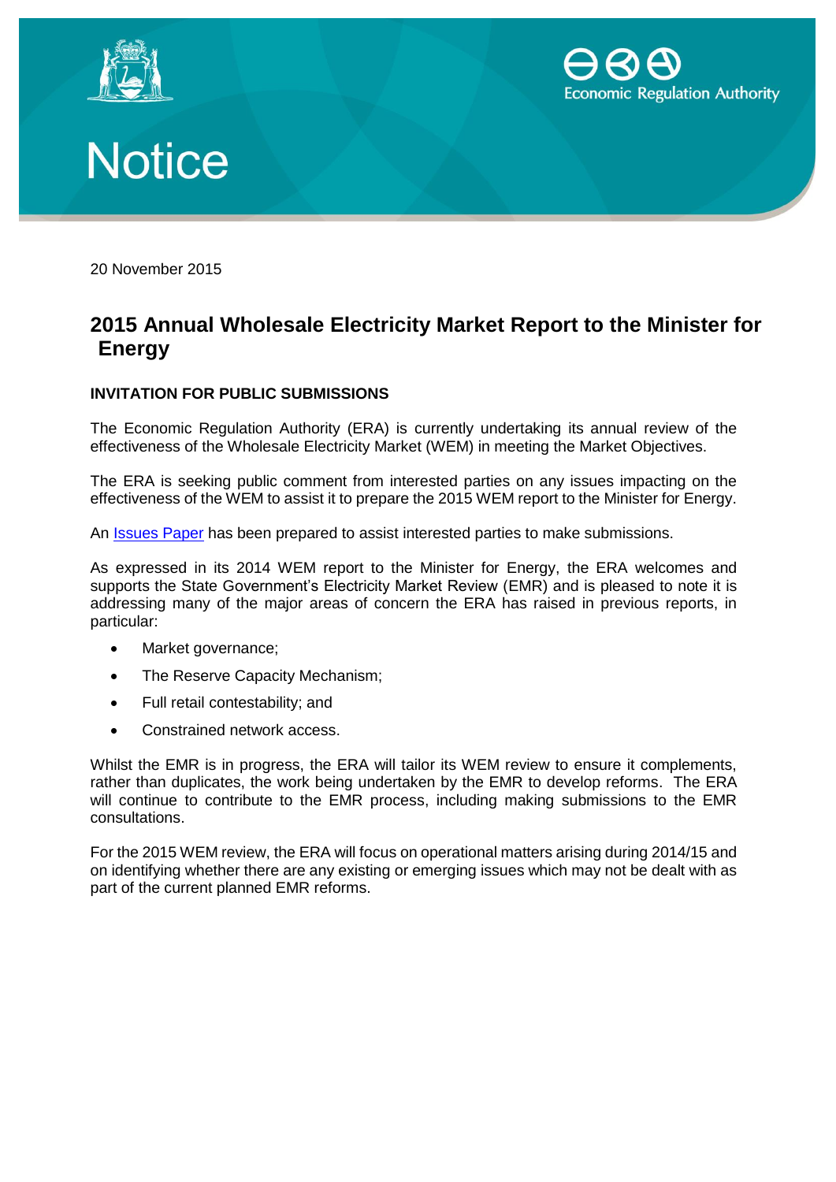# Notice

Economic Regulation Authority

20 November 2015

## 2015 Annual Wholesale Electricity Market Report to the Minister for Energy

### INVITATION FOR PUBLIC SUBMISSIONS

The Economic Regulation Authority (ERA) is currently undertaking its annual review of the effectiveness of the Wholesale Electricity Market (WEM) in meeting the Market Objectives.

The ERA is seeking public comment from interested parties on any issues impacting on the effectiveness of the WEM to assist it to prepare the 2015 WEM report to the Minister for Energy.

An Issues Paper has been prepared to assist interested parties to make submissions.

As expressed in its 2014 WEM report to the Minister for Energy, the ERA welcomes and supports the State Government's Electricity Market Review (EMR) and is pleased to note it is addressing many of the major areas of concern the ERA has raised in previous reports, in particular:

- Market governance;
- The Reserve Capacity Mechanism;
- Full retail contestability; and
- Constrained network access.

Whilst the EMR is in progress, the ERA will tailor its WEM review to ensure it complements, rather than duplicates, the work being undertaken by the EMR to develop reforms. The ERA will continue to contribute to the EMR process, including making submissions to the EMR consultations.

For the 2015 WEM review, the ERA will focus on operational matters arising during 2014/15 and on identifying whether there are any existing or emerging issues which may not be dealt with as part of the current planned EMR reforms.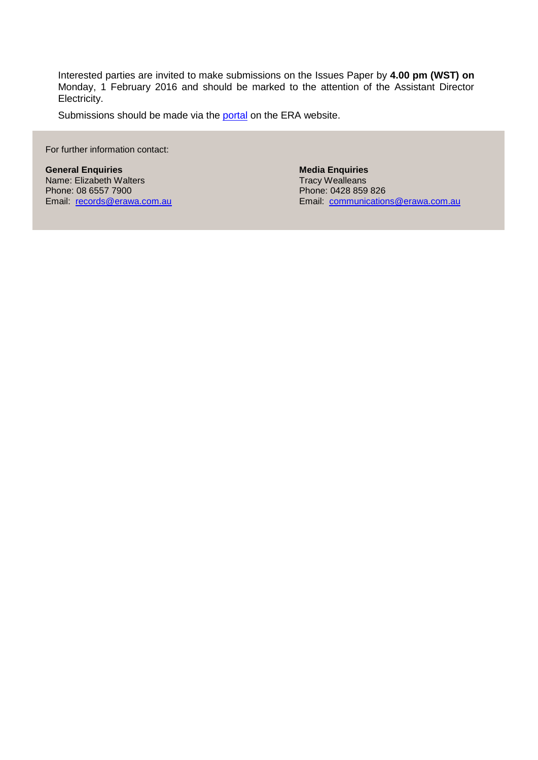Interested parties are invited to make submissions on the Issues Paper by **4.00 pm (WST) on** Monday, 1 February 2016 and should be marked to the attention of the Assistant Director Electricity.

Submissions should be made via the portal on the ERA website.

For further information contact:

**General Enquiries**
Name: Elizabeth Walters
Phone: 08 6557 7900
Email: records@erawa.com.au

**Media Enquiries**
Tracy Wealleans
Phone: 0428 859 826
Email: communications@erawa.com.au